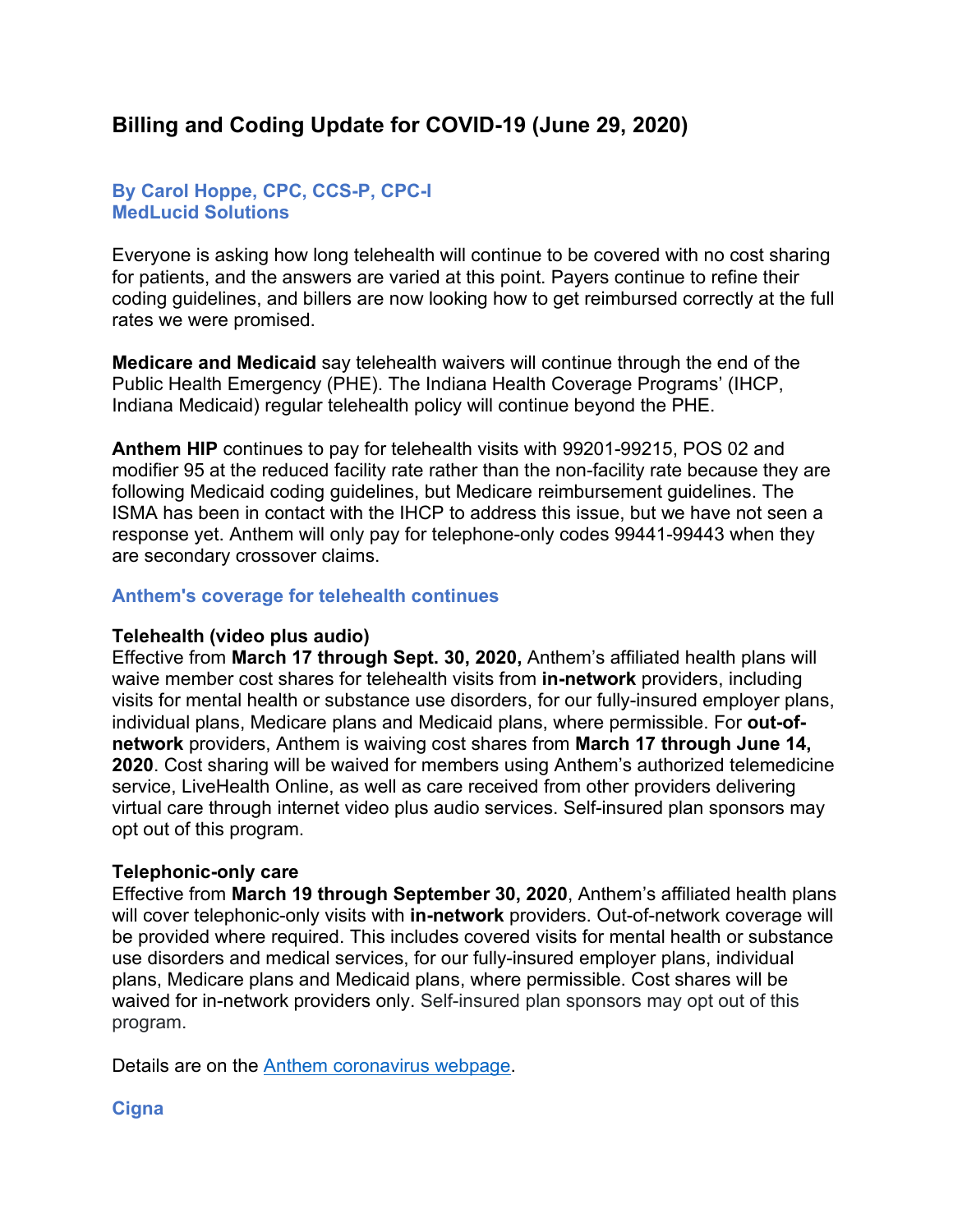# Billing and Coding Update for COVID-19 (June 29, 2020)

**By Carol Hoppe, CPC, CCS-P, CPC-I**
**MedLucid Solutions**

Everyone is asking how long telehealth will continue to be covered with no cost sharing for patients, and the answers are varied at this point. Payers continue to refine their coding guidelines, and billers are now looking how to get reimbursed correctly at the full rates we were promised.

**Medicare and Medicaid** say telehealth waivers will continue through the end of the Public Health Emergency (PHE). The Indiana Health Coverage Programs' (IHCP, Indiana Medicaid) regular telehealth policy will continue beyond the PHE.

**Anthem HIP** continues to pay for telehealth visits with 99201-99215, POS 02 and modifier 95 at the reduced facility rate rather than the non-facility rate because they are following Medicaid coding guidelines, but Medicare reimbursement guidelines. The ISMA has been in contact with the IHCP to address this issue, but we have not seen a response yet. Anthem will only pay for telephone-only codes 99441-99443 when they are secondary crossover claims.

## Anthem's coverage for telehealth continues

**Telehealth (video plus audio)**
Effective from **March 17 through Sept. 30, 2020,** Anthem's affiliated health plans will waive member cost shares for telehealth visits from **in-network** providers, including visits for mental health or substance use disorders, for our fully-insured employer plans, individual plans, Medicare plans and Medicaid plans, where permissible. For **out-of-network** providers, Anthem is waiving cost shares from **March 17 through June 14, 2020**. Cost sharing will be waived for members using Anthem's authorized telemedicine service, LiveHealth Online, as well as care received from other providers delivering virtual care through internet video plus audio services. Self-insured plan sponsors may opt out of this program.

**Telephonic-only care**
Effective from **March 19 through September 30, 2020**, Anthem's affiliated health plans will cover telephonic-only visits with **in-network** providers. Out-of-network coverage will be provided where required. This includes covered visits for mental health or substance use disorders and medical services, for our fully-insured employer plans, individual plans, Medicare plans and Medicaid plans, where permissible. Cost shares will be waived for in-network providers only. Self-insured plan sponsors may opt out of this program.

Details are on the [Anthem coronavirus webpage](Anthem coronavirus webpage).

## Cigna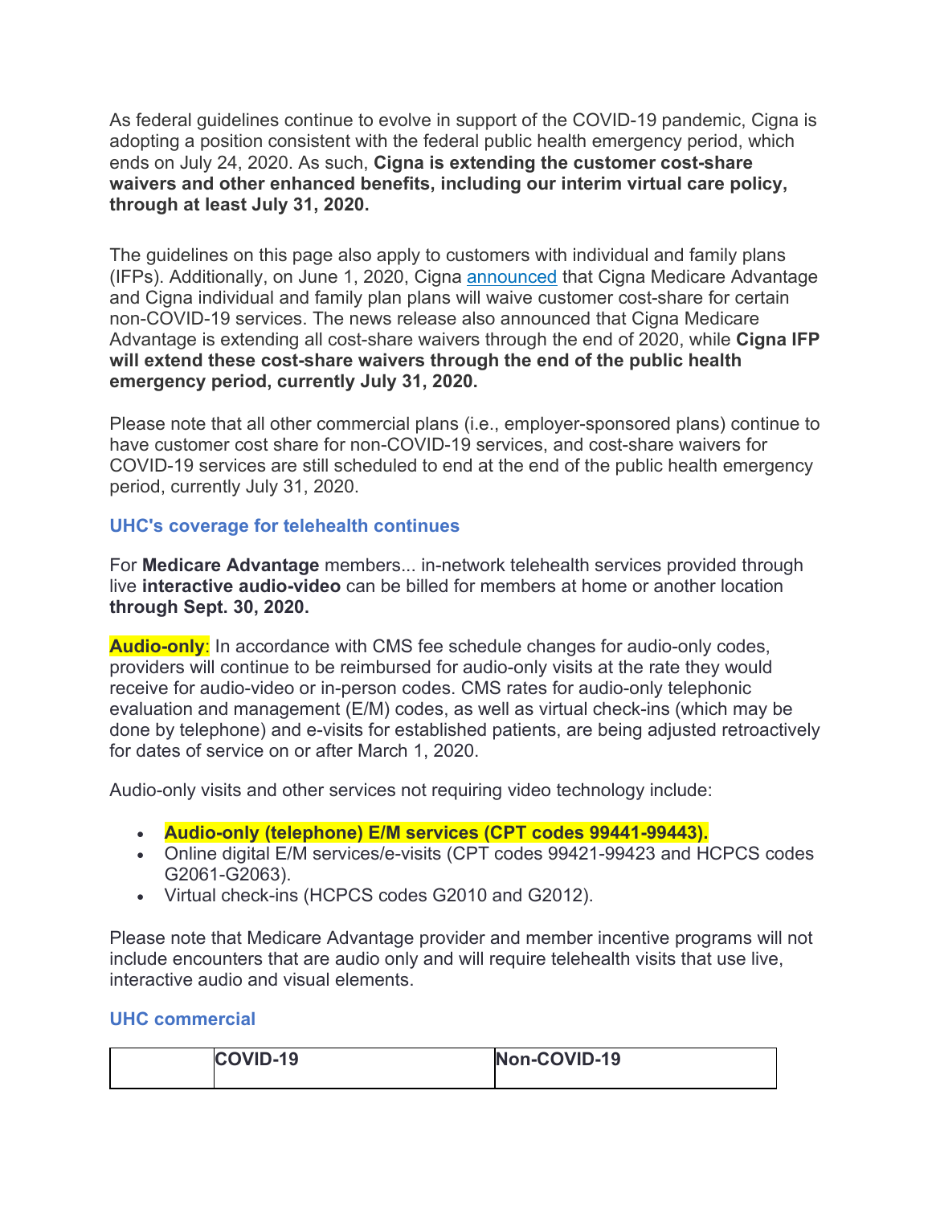As federal guidelines continue to evolve in support of the COVID-19 pandemic, Cigna is adopting a position consistent with the federal public health emergency period, which ends on July 24, 2020. As such, **Cigna is extending the customer cost-share waivers and other enhanced benefits, including our interim virtual care policy, through at least July 31, 2020.**

The guidelines on this page also apply to customers with individual and family plans (IFPs). Additionally, on June 1, 2020, Cigna [announced](#) that Cigna Medicare Advantage and Cigna individual and family plan plans will waive customer cost-share for certain non-COVID-19 services. The news release also announced that Cigna Medicare Advantage is extending all cost-share waivers through the end of 2020, while **Cigna IFP will extend these cost-share waivers through the end of the public health emergency period, currently July 31, 2020.**

Please note that all other commercial plans (i.e., employer-sponsored plans) continue to have customer cost share for non-COVID-19 services, and cost-share waivers for COVID-19 services are still scheduled to end at the end of the public health emergency period, currently July 31, 2020.

### UHC's coverage for telehealth continues

For **Medicare Advantage** members... in-network telehealth services provided through live **interactive audio-video** can be billed for members at home or another location **through Sept. 30, 2020.**

**Audio-only**: In accordance with CMS fee schedule changes for audio-only codes, providers will continue to be reimbursed for audio-only visits at the rate they would receive for audio-video or in-person codes. CMS rates for audio-only telephonic evaluation and management (E/M) codes, as well as virtual check-ins (which may be done by telephone) and e-visits for established patients, are being adjusted retroactively for dates of service on or after March 1, 2020.

Audio-only visits and other services not requiring video technology include:

- **Audio-only (telephone) E/M services (CPT codes 99441-99443).**
- Online digital E/M services/e-visits (CPT codes 99421-99423 and HCPCS codes G2061-G2063).
- Virtual check-ins (HCPCS codes G2010 and G2012).

Please note that Medicare Advantage provider and member incentive programs will not include encounters that are audio only and will require telehealth visits that use live, interactive audio and visual elements.

### UHC commercial

| | **COVID-19** | **Non-COVID-19** |
|---|---|---|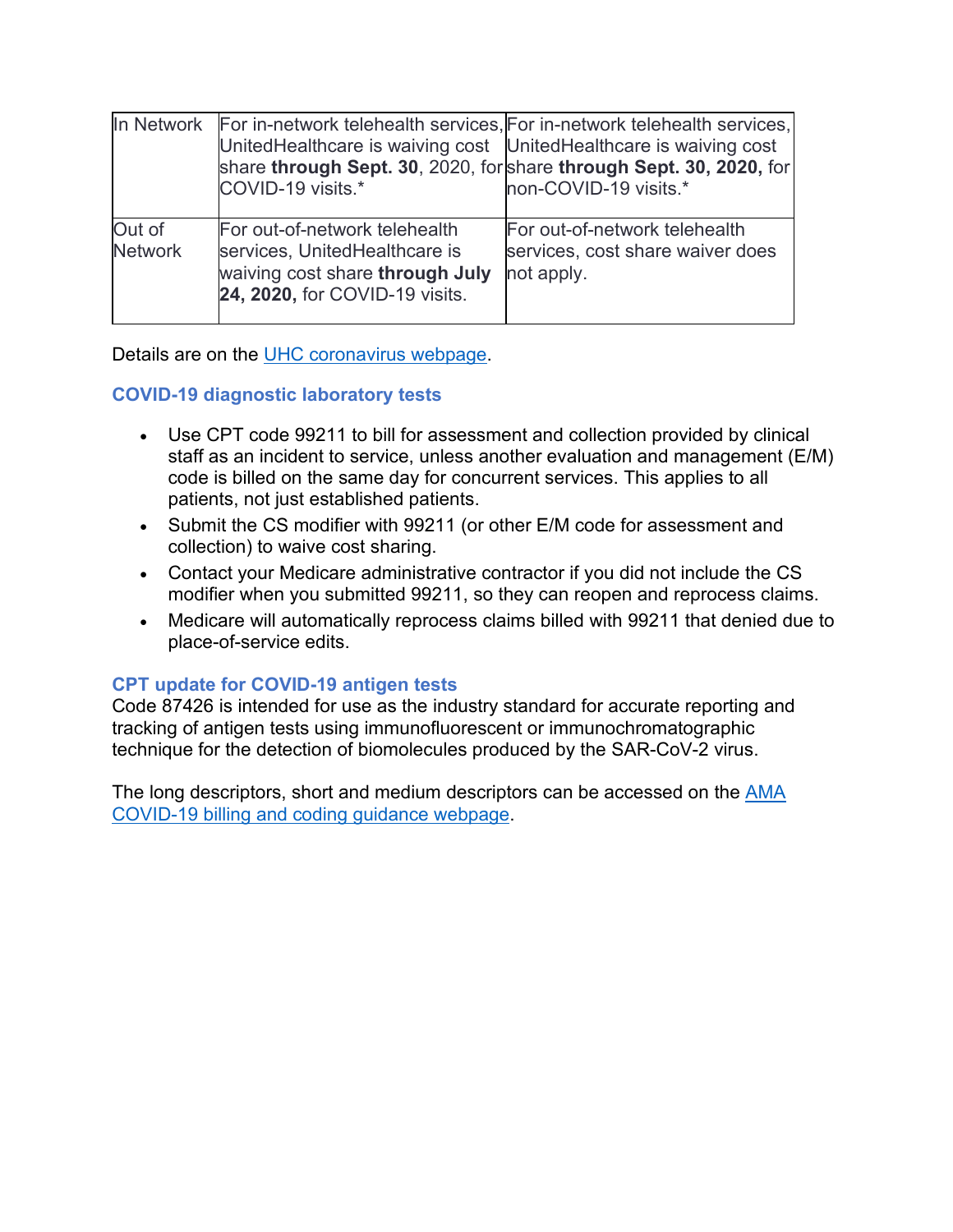| | | |
|---|---|---|
| In Network | For in-network telehealth services, UnitedHealthcare is waiving cost share **through Sept. 30**, 2020, for COVID-19 visits.* | For in-network telehealth services, UnitedHealthcare is waiving cost share **through Sept. 30, 2020,** for non-COVID-19 visits.* |
| Out of Network | For out-of-network telehealth services, UnitedHealthcare is waiving cost share **through July 24, 2020,** for COVID-19 visits. | For out-of-network telehealth services, cost share waiver does not apply. |

Details are on the UHC coronavirus webpage.

### COVID-19 diagnostic laboratory tests

- Use CPT code 99211 to bill for assessment and collection provided by clinical staff as an incident to service, unless another evaluation and management (E/M) code is billed on the same day for concurrent services. This applies to all patients, not just established patients.
- Submit the CS modifier with 99211 (or other E/M code for assessment and collection) to waive cost sharing.
- Contact your Medicare administrative contractor if you did not include the CS modifier when you submitted 99211, so they can reopen and reprocess claims.
- Medicare will automatically reprocess claims billed with 99211 that denied due to place-of-service edits.

### CPT update for COVID-19 antigen tests

Code 87426 is intended for use as the industry standard for accurate reporting and tracking of antigen tests using immunofluorescent or immunochromatographic technique for the detection of biomolecules produced by the SAR-CoV-2 virus.

The long descriptors, short and medium descriptors can be accessed on the AMA COVID-19 billing and coding guidance webpage.